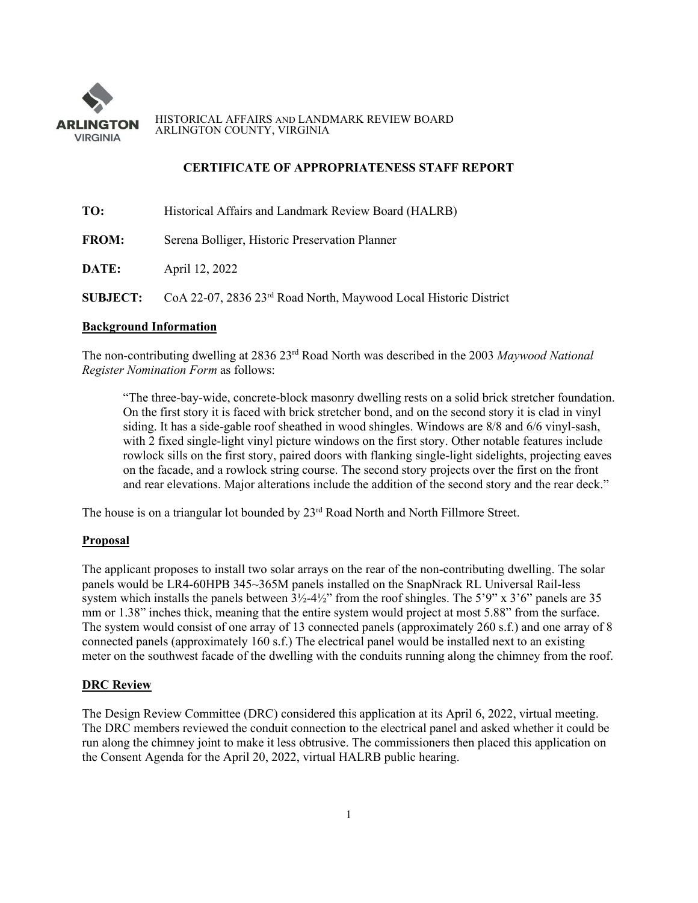ARLINGTON VIRGINIA

HISTORICAL AFFAIRS AND LANDMARK REVIEW BOARD
ARLINGTON COUNTY, VIRGINIA

## CERTIFICATE OF APPROPRIATENESS STAFF REPORT

**TO:** Historical Affairs and Landmark Review Board (HALRB)

**FROM:** Serena Bolliger, Historic Preservation Planner

**DATE:** April 12, 2022

**SUBJECT:** CoA 22-07, 2836 23rd Road North, Maywood Local Historic District

### Background Information

The non-contributing dwelling at 2836 23rd Road North was described in the 2003 *Maywood National Register Nomination Form* as follows:

> "The three-bay-wide, concrete-block masonry dwelling rests on a solid brick stretcher foundation. On the first story it is faced with brick stretcher bond, and on the second story it is clad in vinyl siding. It has a side-gable roof sheathed in wood shingles. Windows are 8/8 and 6/6 vinyl-sash, with 2 fixed single-light vinyl picture windows on the first story. Other notable features include rowlock sills on the first story, paired doors with flanking single-light sidelights, projecting eaves on the facade, and a rowlock string course. The second story projects over the first on the front and rear elevations. Major alterations include the addition of the second story and the rear deck."

The house is on a triangular lot bounded by 23rd Road North and North Fillmore Street.

### Proposal

The applicant proposes to install two solar arrays on the rear of the non-contributing dwelling. The solar panels would be LR4-60HPB 345~365M panels installed on the SnapNrack RL Universal Rail-less system which installs the panels between 3½-4½" from the roof shingles. The 5'9" x 3'6" panels are 35 mm or 1.38" inches thick, meaning that the entire system would project at most 5.88" from the surface. The system would consist of one array of 13 connected panels (approximately 260 s.f.) and one array of 8 connected panels (approximately 160 s.f.) The electrical panel would be installed next to an existing meter on the southwest facade of the dwelling with the conduits running along the chimney from the roof.

### DRC Review

The Design Review Committee (DRC) considered this application at its April 6, 2022, virtual meeting. The DRC members reviewed the conduit connection to the electrical panel and asked whether it could be run along the chimney joint to make it less obtrusive. The commissioners then placed this application on the Consent Agenda for the April 20, 2022, virtual HALRB public hearing.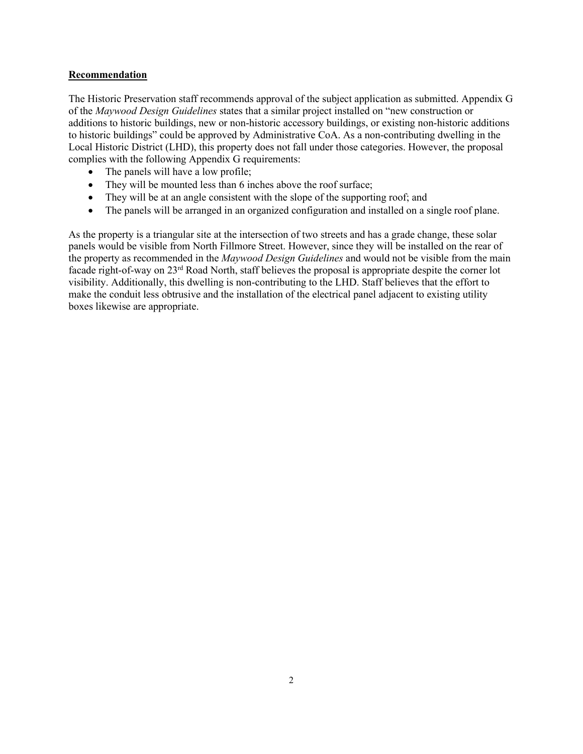**Recommendation**

The Historic Preservation staff recommends approval of the subject application as submitted. Appendix G of the *Maywood Design Guidelines* states that a similar project installed on "new construction or additions to historic buildings, new or non-historic accessory buildings, or existing non-historic additions to historic buildings" could be approved by Administrative CoA. As a non-contributing dwelling in the Local Historic District (LHD), this property does not fall under those categories. However, the proposal complies with the following Appendix G requirements:

- The panels will have a low profile;
- They will be mounted less than 6 inches above the roof surface;
- They will be at an angle consistent with the slope of the supporting roof; and
- The panels will be arranged in an organized configuration and installed on a single roof plane.

As the property is a triangular site at the intersection of two streets and has a grade change, these solar panels would be visible from North Fillmore Street. However, since they will be installed on the rear of the property as recommended in the *Maywood Design Guidelines* and would not be visible from the main facade right-of-way on 23rd Road North, staff believes the proposal is appropriate despite the corner lot visibility. Additionally, this dwelling is non-contributing to the LHD. Staff believes that the effort to make the conduit less obtrusive and the installation of the electrical panel adjacent to existing utility boxes likewise are appropriate.